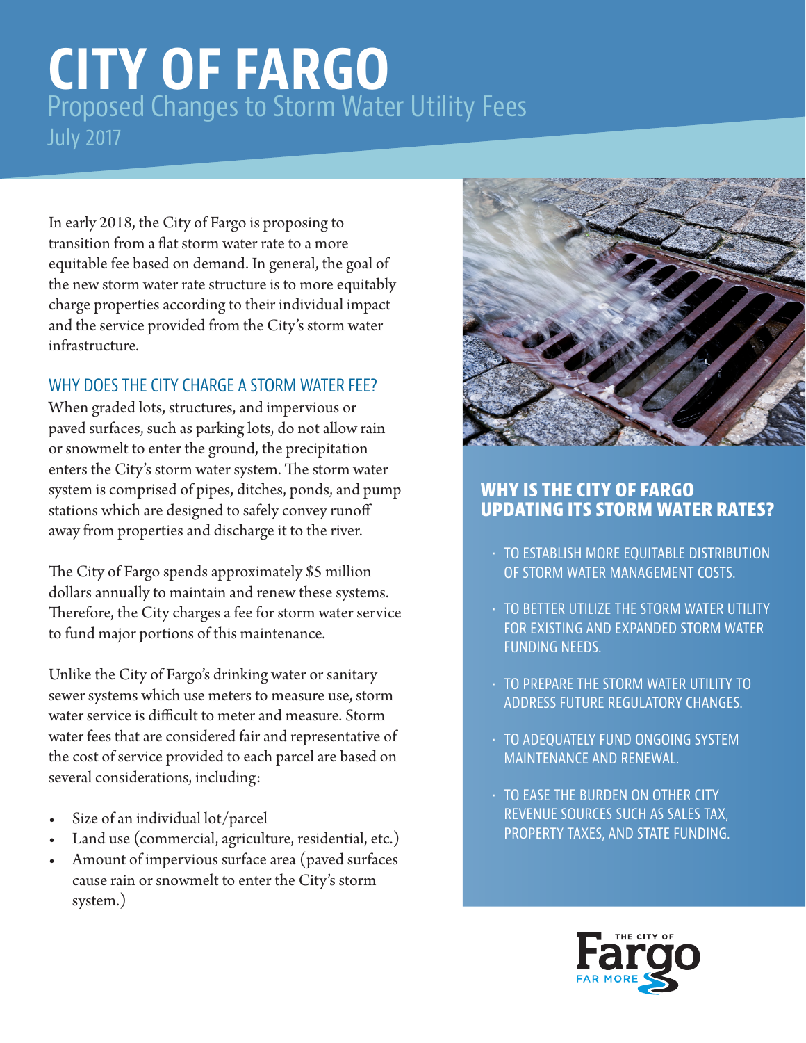# CITY OF FARGO

## Proposed Changes to Storm Water Utility Fees

July 2017

In early 2018, the City of Fargo is proposing to transition from a flat storm water rate to a more equitable fee based on demand. In general, the goal of the new storm water rate structure is to more equitably charge properties according to their individual impact and the service provided from the City's storm water infrastructure.

## WHY DOES THE CITY CHARGE A STORM WATER FEE?

When graded lots, structures, and impervious or paved surfaces, such as parking lots, do not allow rain or snowmelt to enter the ground, the precipitation enters the City's storm water system. The storm water system is comprised of pipes, ditches, ponds, and pump stations which are designed to safely convey runoff away from properties and discharge it to the river.

The City of Fargo spends approximately $5 million dollars annually to maintain and renew these systems. Therefore, the City charges a fee for storm water service to fund major portions of this maintenance.

Unlike the City of Fargo's drinking water or sanitary sewer systems which use meters to measure use, storm water service is difficult to meter and measure. Storm water fees that are considered fair and representative of the cost of service provided to each parcel are based on several considerations, including:

- Size of an individual lot/parcel
- Land use (commercial, agriculture, residential, etc.)
- Amount of impervious surface area (paved surfaces cause rain or snowmelt to enter the City's storm system.)

## WHY IS THE CITY OF FARGO UPDATING ITS STORM WATER RATES?

- TO ESTABLISH MORE EQUITABLE DISTRIBUTION OF STORM WATER MANAGEMENT COSTS.
- TO BETTER UTILIZE THE STORM WATER UTILITY FOR EXISTING AND EXPANDED STORM WATER FUNDING NEEDS.
- TO PREPARE THE STORM WATER UTILITY TO ADDRESS FUTURE REGULATORY CHANGES.
- TO ADEQUATELY FUND ONGOING SYSTEM MAINTENANCE AND RENEWAL.
- TO EASE THE BURDEN ON OTHER CITY REVENUE SOURCES SUCH AS SALES TAX, PROPERTY TAXES, AND STATE FUNDING.

THE CITY OF Fargo FAR MORE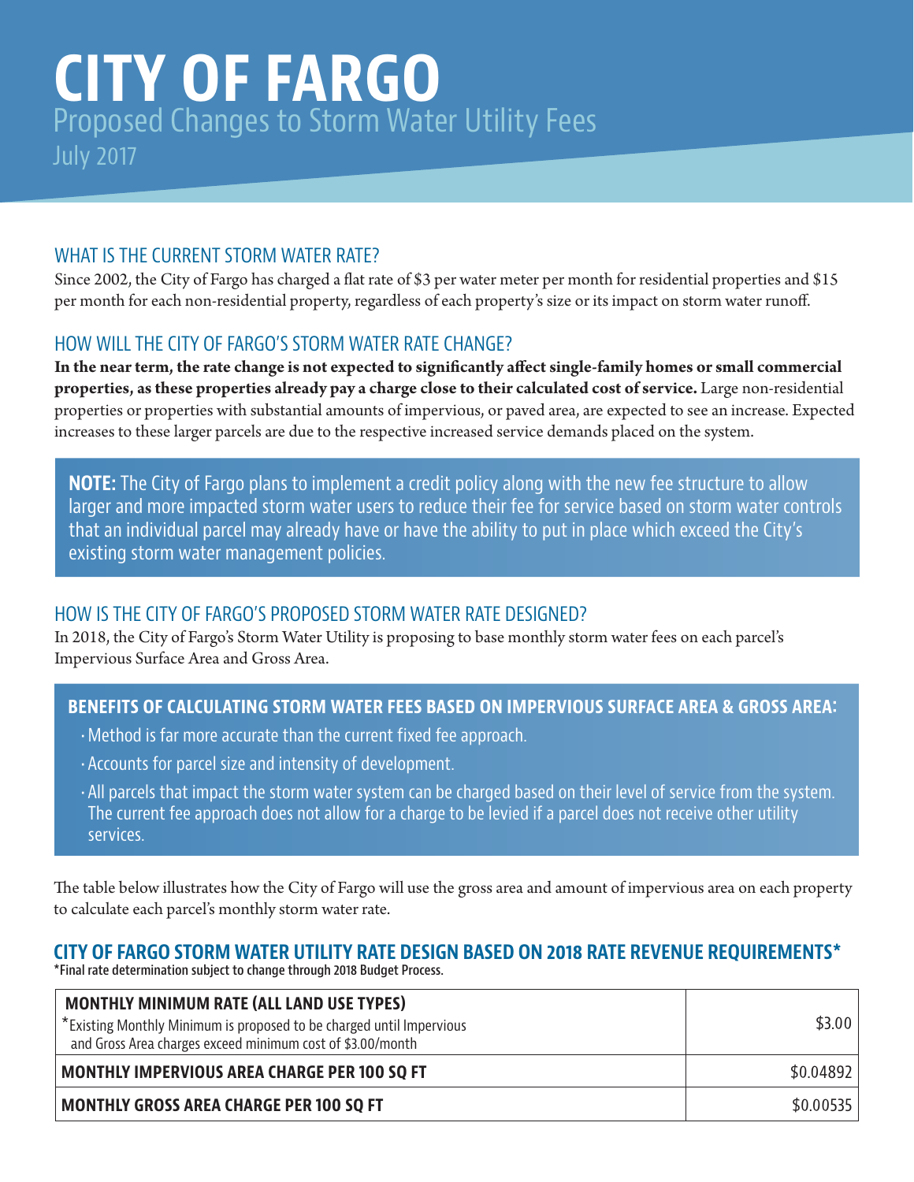# CITY OF FARGO

## Proposed Changes to Storm Water Utility Fees

July 2017

### WHAT IS THE CURRENT STORM WATER RATE?

Since 2002, the City of Fargo has charged a flat rate of $3 per water meter per month for residential properties and $15 per month for each non-residential property, regardless of each property's size or its impact on storm water runoff.

### HOW WILL THE CITY OF FARGO'S STORM WATER RATE CHANGE?

**In the near term, the rate change is not expected to significantly affect single-family homes or small commercial properties, as these properties already pay a charge close to their calculated cost of service.** Large non-residential properties or properties with substantial amounts of impervious, or paved area, are expected to see an increase. Expected increases to these larger parcels are due to the respective increased service demands placed on the system.

**NOTE:** The City of Fargo plans to implement a credit policy along with the new fee structure to allow larger and more impacted storm water users to reduce their fee for service based on storm water controls that an individual parcel may already have or have the ability to put in place which exceed the City's existing storm water management policies.

### HOW IS THE CITY OF FARGO'S PROPOSED STORM WATER RATE DESIGNED?

In 2018, the City of Fargo's Storm Water Utility is proposing to base monthly storm water fees on each parcel's Impervious Surface Area and Gross Area.

**BENEFITS OF CALCULATING STORM WATER FEES BASED ON IMPERVIOUS SURFACE AREA & GROSS AREA:**

- Method is far more accurate than the current fixed fee approach.
- Accounts for parcel size and intensity of development.
- All parcels that impact the storm water system can be charged based on their level of service from the system. The current fee approach does not allow for a charge to be levied if a parcel does not receive other utility services.

The table below illustrates how the City of Fargo will use the gross area and amount of impervious area on each property to calculate each parcel's monthly storm water rate.

### CITY OF FARGO STORM WATER UTILITY RATE DESIGN BASED ON 2018 RATE REVENUE REQUIREMENTS*

*Final rate determination subject to change through 2018 Budget Process.

| | |
|---|---|
| **MONTHLY MINIMUM RATE (ALL LAND USE TYPES)**<br>*Existing Monthly Minimum is proposed to be charged until Impervious and Gross Area charges exceed minimum cost of $3.00/month | $3.00 |
| **MONTHLY IMPERVIOUS AREA CHARGE PER 100 SQ FT** | $0.04892 |
| **MONTHLY GROSS AREA CHARGE PER 100 SQ FT** | $0.00535 |